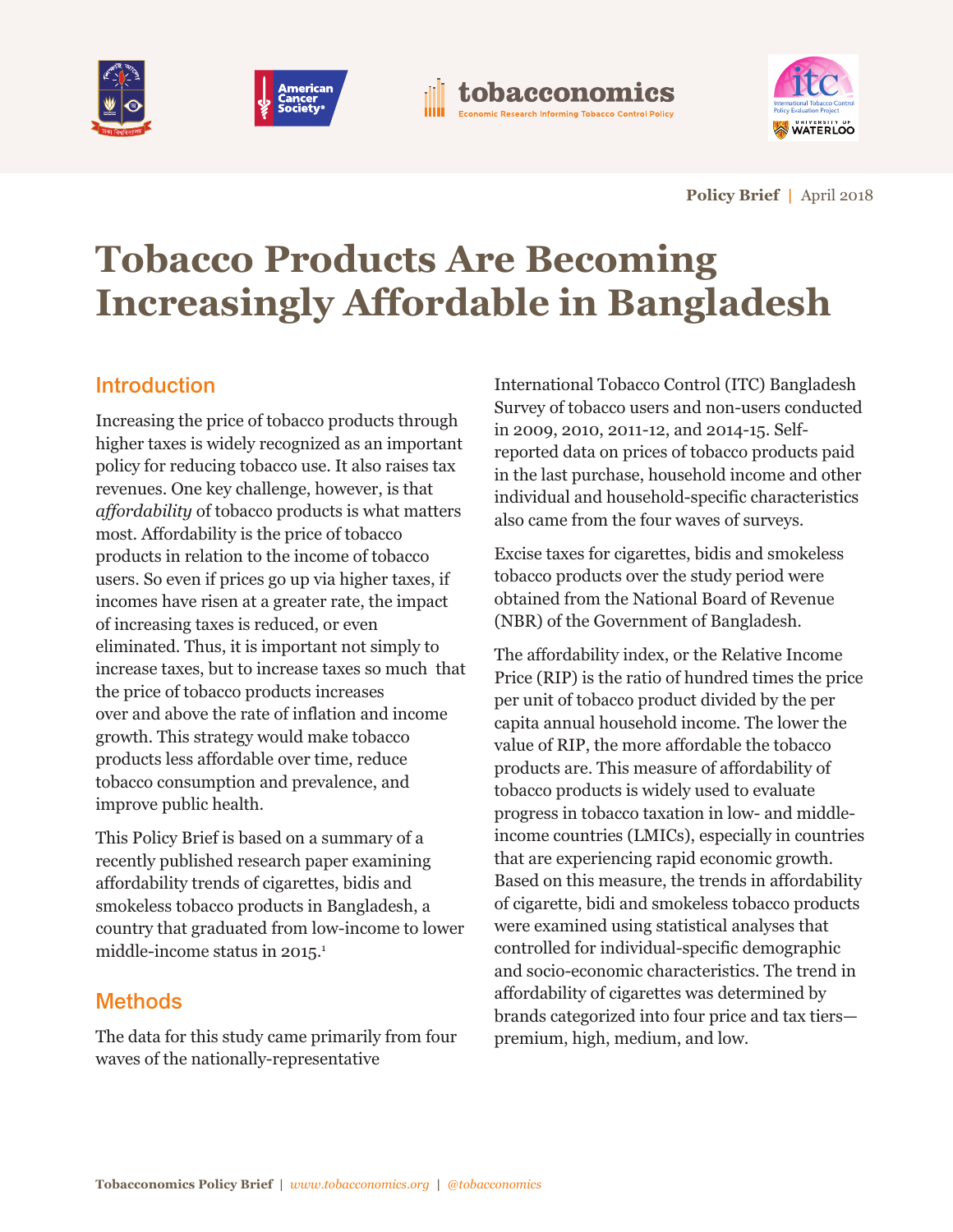**Policy Brief** | April 2018

# Tobacco Products Are Becoming Increasingly Affordable in Bangladesh

## Introduction

Increasing the price of tobacco products through higher taxes is widely recognized as an important policy for reducing tobacco use. It also raises tax revenues. One key challenge, however, is that *affordability* of tobacco products is what matters most. Affordability is the price of tobacco products in relation to the income of tobacco users. So even if prices go up via higher taxes, if incomes have risen at a greater rate, the impact of increasing taxes is reduced, or even eliminated. Thus, it is important not simply to increase taxes, but to increase taxes so much that the price of tobacco products increases over and above the rate of inflation and income growth. This strategy would make tobacco products less affordable over time, reduce tobacco consumption and prevalence, and improve public health.

This Policy Brief is based on a summary of a recently published research paper examining affordability trends of cigarettes, bidis and smokeless tobacco products in Bangladesh, a country that graduated from low-income to lower middle-income status in 2015.[1]

## Methods

The data for this study came primarily from four waves of the nationally-representative International Tobacco Control (ITC) Bangladesh Survey of tobacco users and non-users conducted in 2009, 2010, 2011-12, and 2014-15. Self-reported data on prices of tobacco products paid in the last purchase, household income and other individual and household-specific characteristics also came from the four waves of surveys.

Excise taxes for cigarettes, bidis and smokeless tobacco products over the study period were obtained from the National Board of Revenue (NBR) of the Government of Bangladesh.

The affordability index, or the Relative Income Price (RIP) is the ratio of hundred times the price per unit of tobacco product divided by the per capita annual household income. The lower the value of RIP, the more affordable the tobacco products are. This measure of affordability of tobacco products is widely used to evaluate progress in tobacco taxation in low- and middle-income countries (LMICs), especially in countries that are experiencing rapid economic growth. Based on this measure, the trends in affordability of cigarette, bidi and smokeless tobacco products were examined using statistical analyses that controlled for individual-specific demographic and socio-economic characteristics. The trend in affordability of cigarettes was determined by brands categorized into four price and tax tiers—premium, high, medium, and low.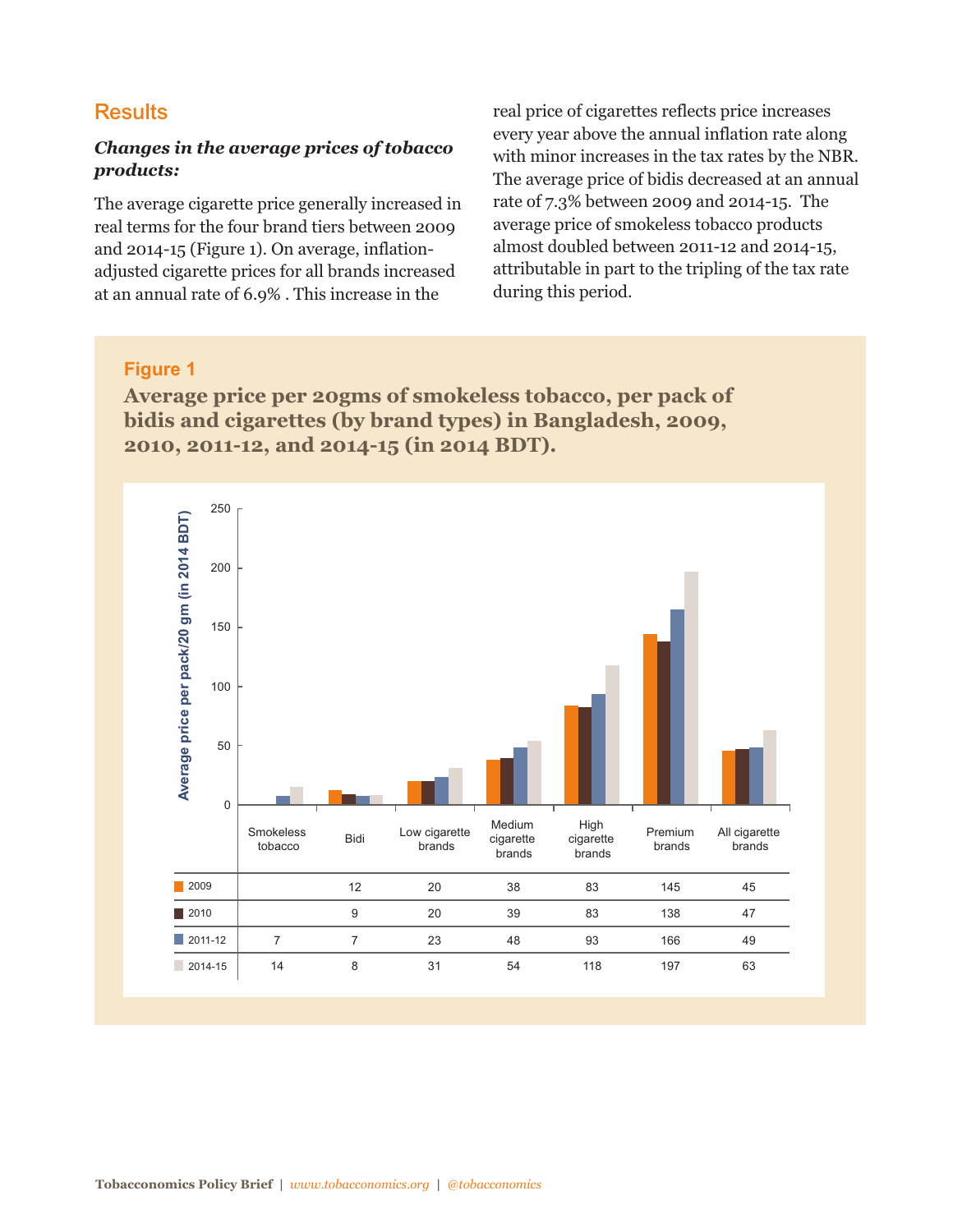## Results

### *Changes in the average prices of tobacco products:*

The average cigarette price generally increased in real terms for the four brand tiers between 2009 and 2014-15 (Figure 1). On average, inflation-adjusted cigarette prices for all brands increased at an annual rate of 6.9% . This increase in the real price of cigarettes reflects price increases every year above the annual inflation rate along with minor increases in the tax rates by the NBR. The average price of bidis decreased at an annual rate of 7.3% between 2009 and 2014-15. The average price of smokeless tobacco products almost doubled between 2011-12 and 2014-15, attributable in part to the tripling of the tax rate during this period.

**Figure 1**

**Average price per 20gms of smokeless tobacco, per pack of bidis and cigarettes (by brand types) in Bangladesh, 2009, 2010, 2011-12, and 2014-15 (in 2014 BDT).**

| | Smokeless tobacco | Bidi | Low cigarette brands | Medium cigarette brands | High cigarette brands | Premium brands | All cigarette brands |
|---|---|---|---|---|---|---|---|
| 2009 | | 12 | 20 | 38 | 83 | 145 | 45 |
| 2010 | | 9 | 20 | 39 | 83 | 138 | 47 |
| 2011-12 | 7 | 7 | 23 | 48 | 93 | 166 | 49 |
| 2014-15 | 14 | 8 | 31 | 54 | 118 | 197 | 63 |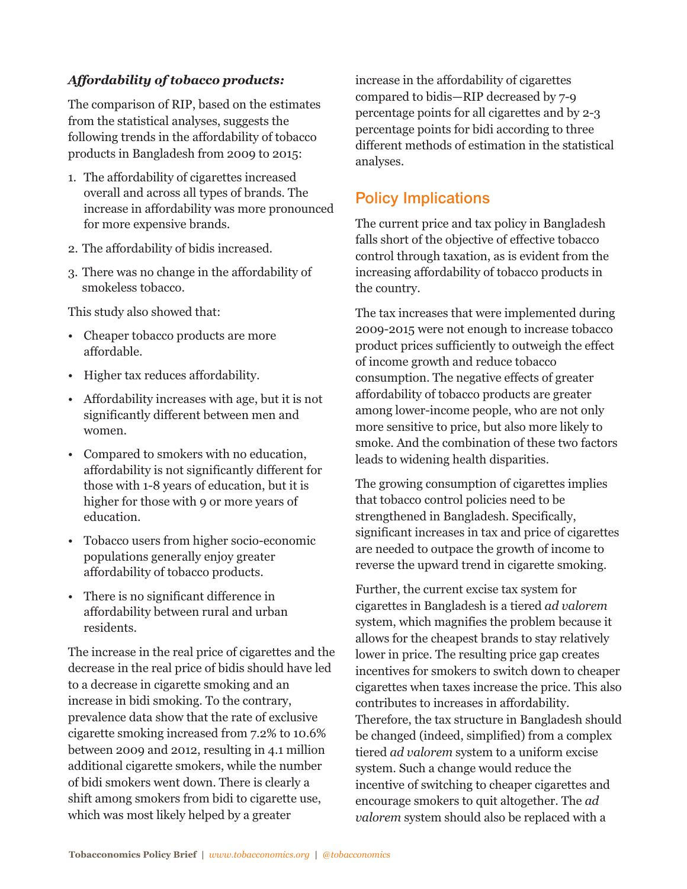***Affordability of tobacco products:***

The comparison of RIP, based on the estimates from the statistical analyses, suggests the following trends in the affordability of tobacco products in Bangladesh from 2009 to 2015:

1. The affordability of cigarettes increased overall and across all types of brands. The increase in affordability was more pronounced for more expensive brands.
2. The affordability of bidis increased.
3. There was no change in the affordability of smokeless tobacco.

This study also showed that:

- Cheaper tobacco products are more affordable.
- Higher tax reduces affordability.
- Affordability increases with age, but it is not significantly different between men and women.
- Compared to smokers with no education, affordability is not significantly different for those with 1-8 years of education, but it is higher for those with 9 or more years of education.
- Tobacco users from higher socio-economic populations generally enjoy greater affordability of tobacco products.
- There is no significant difference in affordability between rural and urban residents.

The increase in the real price of cigarettes and the decrease in the real price of bidis should have led to a decrease in cigarette smoking and an increase in bidi smoking. To the contrary, prevalence data show that the rate of exclusive cigarette smoking increased from 7.2% to 10.6% between 2009 and 2012, resulting in 4.1 million additional cigarette smokers, while the number of bidi smokers went down. There is clearly a shift among smokers from bidi to cigarette use, which was most likely helped by a greater increase in the affordability of cigarettes compared to bidis—RIP decreased by 7-9 percentage points for all cigarettes and by 2-3 percentage points for bidi according to three different methods of estimation in the statistical analyses.

## Policy Implications

The current price and tax policy in Bangladesh falls short of the objective of effective tobacco control through taxation, as is evident from the increasing affordability of tobacco products in the country.

The tax increases that were implemented during 2009-2015 were not enough to increase tobacco product prices sufficiently to outweigh the effect of income growth and reduce tobacco consumption. The negative effects of greater affordability of tobacco products are greater among lower-income people, who are not only more sensitive to price, but also more likely to smoke. And the combination of these two factors leads to widening health disparities.

The growing consumption of cigarettes implies that tobacco control policies need to be strengthened in Bangladesh. Specifically, significant increases in tax and price of cigarettes are needed to outpace the growth of income to reverse the upward trend in cigarette smoking.

Further, the current excise tax system for cigarettes in Bangladesh is a tiered *ad valorem* system, which magnifies the problem because it allows for the cheapest brands to stay relatively lower in price. The resulting price gap creates incentives for smokers to switch down to cheaper cigarettes when taxes increase the price. This also contributes to increases in affordability. Therefore, the tax structure in Bangladesh should be changed (indeed, simplified) from a complex tiered *ad valorem* system to a uniform excise system. Such a change would reduce the incentive of switching to cheaper cigarettes and encourage smokers to quit altogether. The *ad valorem* system should also be replaced with a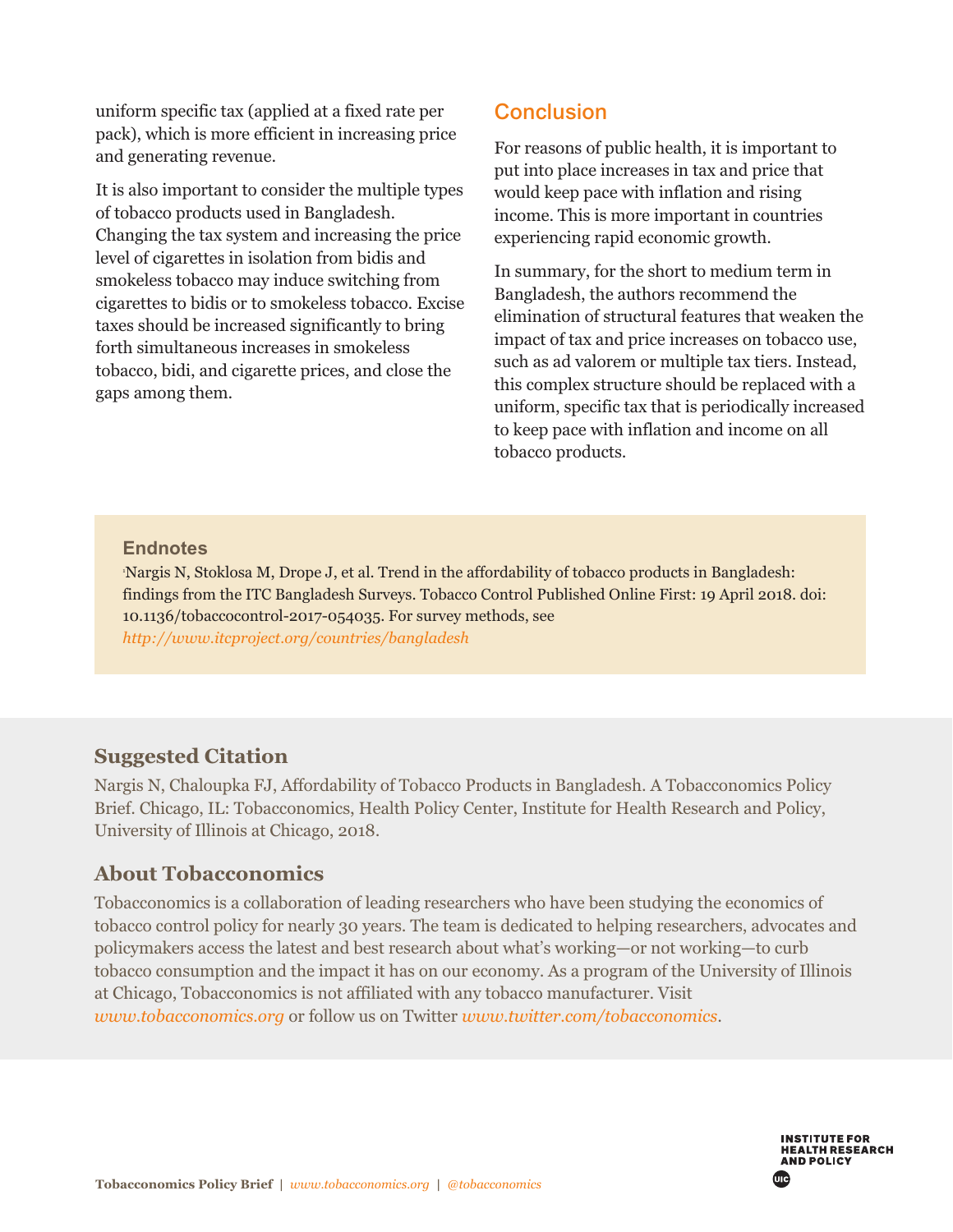uniform specific tax (applied at a fixed rate per pack), which is more efficient in increasing price and generating revenue.

It is also important to consider the multiple types of tobacco products used in Bangladesh. Changing the tax system and increasing the price level of cigarettes in isolation from bidis and smokeless tobacco may induce switching from cigarettes to bidis or to smokeless tobacco. Excise taxes should be increased significantly to bring forth simultaneous increases in smokeless tobacco, bidi, and cigarette prices, and close the gaps among them.

## Conclusion

For reasons of public health, it is important to put into place increases in tax and price that would keep pace with inflation and rising income. This is more important in countries experiencing rapid economic growth.

In summary, for the short to medium term in Bangladesh, the authors recommend the elimination of structural features that weaken the impact of tax and price increases on tobacco use, such as ad valorem or multiple tax tiers. Instead, this complex structure should be replaced with a uniform, specific tax that is periodically increased to keep pace with inflation and income on all tobacco products.

### Endnotes

[1] Nargis N, Stoklosa M, Drope J, et al. Trend in the affordability of tobacco products in Bangladesh: findings from the ITC Bangladesh Surveys. Tobacco Control Published Online First: 19 April 2018. doi: 10.1136/tobaccocontrol-2017-054035. For survey methods, see *http://www.itcproject.org/countries/bangladesh*

## Suggested Citation

Nargis N, Chaloupka FJ, Affordability of Tobacco Products in Bangladesh. A Tobacconomics Policy Brief. Chicago, IL: Tobacconomics, Health Policy Center, Institute for Health Research and Policy, University of Illinois at Chicago, 2018.

## About Tobacconomics

Tobacconomics is a collaboration of leading researchers who have been studying the economics of tobacco control policy for nearly 30 years. The team is dedicated to helping researchers, advocates and policymakers access the latest and best research about what's working—or not working—to curb tobacco consumption and the impact it has on our economy. As a program of the University of Illinois at Chicago, Tobacconomics is not affiliated with any tobacco manufacturer. Visit *www.tobacconomics.org* or follow us on Twitter *www.twitter.com/tobacconomics*.

INSTITUTE FOR HEALTH RESEARCH AND POLICY